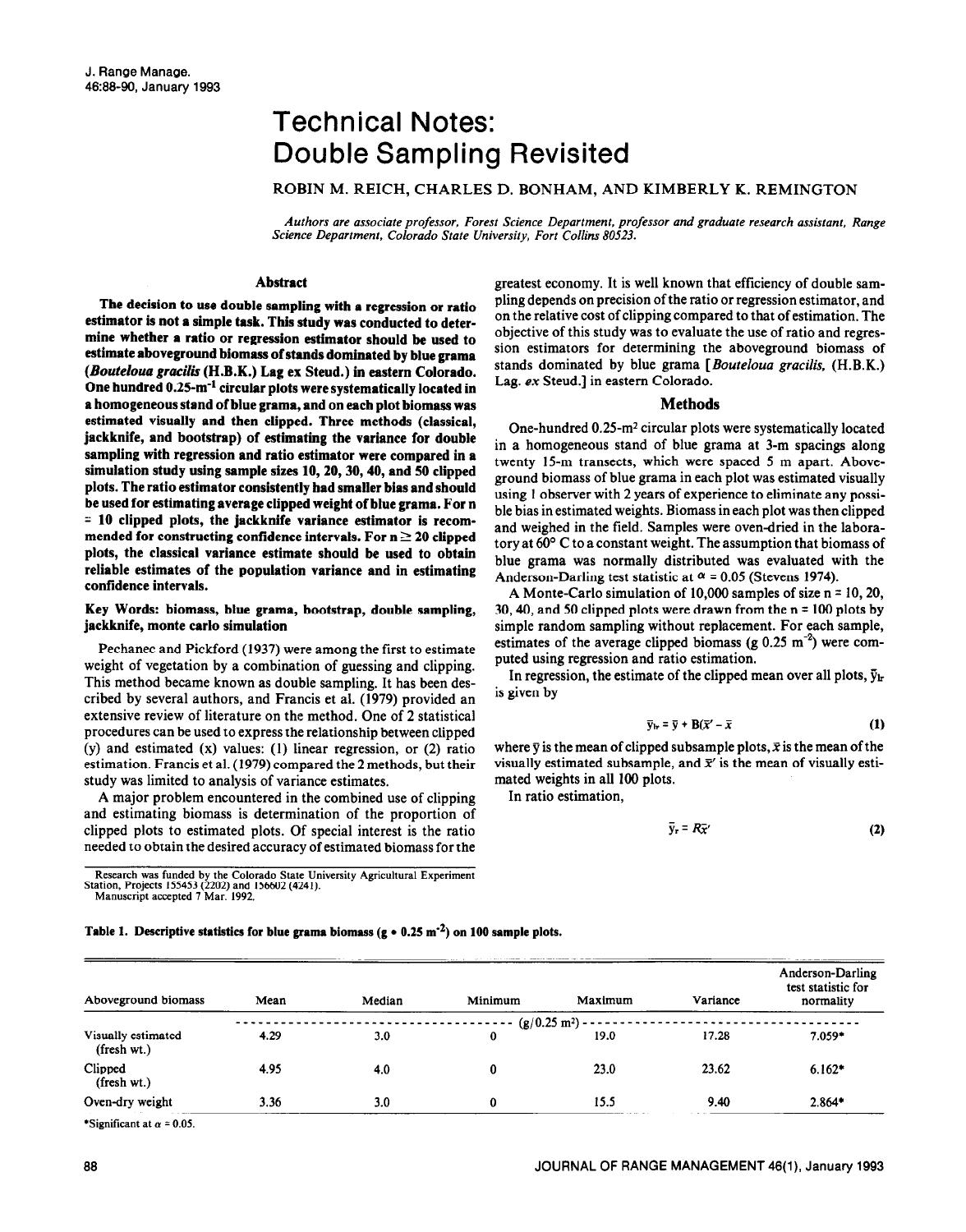J. Range Manage. 46:88-90, January 1993

# Technical Notes: Double Sampling Revisited

ROBIN M. REICH, CHARLES D. BONHAM, AND KIMBERLY K. REMINGTON

*Authors are associate professor, Forest Science Department, professor and graduate research assistant, Range Science Department, Colorado State University, Fort Collins 80523.*

## Abstract

**The decision to use double sampling with a regression or ratio estimator is not a simple task. This study was conducted to determine whether a ratio or regression estimator should be used to estimate aboveground biomass of stands dominated by blue grama (*Bouteloua gracilis* (H.B.K.) Lag ex Steud.) in eastern Colorado. One hundred 0.25-m$^{-1}$ circular plots were systematically located in a homogeneous stand of blue grama, and on each plot biomass was estimated visually and then clipped. Three methods (classical, jackknife, and bootstrap) of estimating the variance for double sampling with regression and ratio estimator were compared in a simulation study using sample sizes 10, 20, 30, 40, and 50 clipped plots. The ratio estimator consistently had smaller bias and should be used for estimating average clipped weight of blue grama. For n = 10 clipped plots, the jackknife variance estimator is recommended for constructing confidence intervals. For n ≥ 20 clipped plots, the classical variance estimate should be used to obtain reliable estimates of the population variance and in estimating confidence intervals.**

**Key Words: biomass, blue grama, bootstrap, double sampling, jackknife, monte carlo simulation**

Pechanec and Pickford (1937) were among the first to estimate weight of vegetation by a combination of guessing and clipping. This method became known as double sampling. It has been described by several authors, and Francis et al. (1979) provided an extensive review of literature on the method. One of 2 statistical procedures can be used to express the relationship between clipped (y) and estimated (x) values: (1) linear regression, or (2) ratio estimation. Francis et al. (1979) compared the 2 methods, but their study was limited to analysis of variance estimates.

A major problem encountered in the combined use of clipping and estimating biomass is determination of the proportion of clipped plots to estimated plots. Of special interest is the ratio needed to obtain the desired accuracy of estimated biomass for the greatest economy. It is well known that efficiency of double sampling depends on precision of the ratio or regression estimator, and on the relative cost of clipping compared to that of estimation. The objective of this study was to evaluate the use of ratio and regression estimators for determining the aboveground biomass of stands dominated by blue grama [*Bouteloua gracilis*, (H.B.K.) Lag. *ex* Steud.] in eastern Colorado.

## Methods

One-hundred 0.25-m$^2$ circular plots were systematically located in a homogeneous stand of blue grama at 3-m spacings along twenty 15-m transects, which were spaced 5 m apart. Aboveground biomass of blue grama in each plot was estimated visually using 1 observer with 2 years of experience to eliminate any possible bias in estimated weights. Biomass in each plot was then clipped and weighed in the field. Samples were oven-dried in the laboratory at 60° C to a constant weight. The assumption that biomass of blue grama was normally distributed was evaluated with the Anderson-Darling test statistic at $\alpha = 0.05$ (Stevens 1974).

A Monte-Carlo simulation of 10,000 samples of size n = 10, 20, 30, 40, and 50 clipped plots were drawn from the n = 100 plots by simple random sampling without replacement. For each sample, estimates of the average clipped biomass (g 0.25 m$^{-2}$) were computed using regression and ratio estimation.

In regression, the estimate of the clipped mean over all plots, $\bar{y}_{lr}$ is given by

$$\bar{y}_{lr} = \bar{y} + B(\bar{x}' - \bar{x} \tag{1}$$

where $\bar{y}$ is the mean of clipped subsample plots, $\bar{x}$ is the mean of the visually estimated subsample, and $\bar{x}'$ is the mean of visually estimated weights in all 100 plots.

In ratio estimation,

$$\bar{y}_r = R\bar{x}' \tag{2}$$

Research was funded by the Colorado State University Agricultural Experiment Station, Projects 155453 (2202) and 156602 (4241).
Manuscript accepted 7 Mar. 1992.

**Table 1. Descriptive statistics for blue grama biomass (g • 0.25 m$^{-2}$) on 100 sample plots.**

| Aboveground biomass | Mean | Median | Minimum | Maximum | Variance | Anderson-Darling test statistic for normality |
|---|---|---|---|---|---|---|
| | (g/0.25 m$^2$) | | | | | |
| Visually estimated (fresh wt.) | 4.29 | 3.0 | 0 | 19.0 | 17.28 | 7.059* |
| Clipped (fresh wt.) | 4.95 | 4.0 | 0 | 23.0 | 23.62 | 6.162* |
| Oven-dry weight | 3.36 | 3.0 | 0 | 15.5 | 9.40 | 2.864* |

*Significant at $\alpha = 0.05$.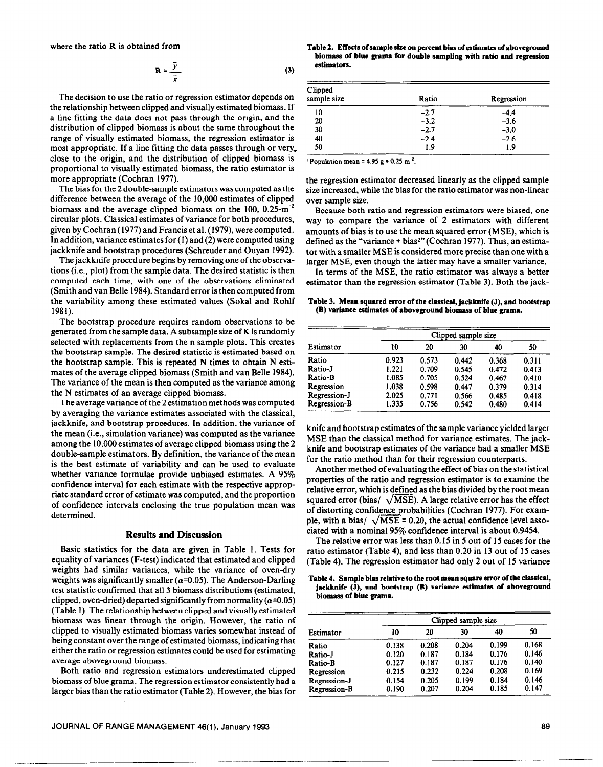where the ratio R is obtained from

$$R = \frac{\bar{y}}{\bar{x}} \quad (3)$$

The decision to use the ratio or regression estimator depends on the relationship between clipped and visually estimated biomass. If a line fitting the data does not pass through the origin, and the distribution of clipped biomass is about the same throughout the range of visually estimated biomass, the regression estimator is most appropriate. If a line fitting the data passes through or very close to the origin, and the distribution of clipped biomass is proportional to visually estimated biomass, the ratio estimator is more appropriate (Cochran 1977).

The bias for the 2 double-sample estimators was computed as the difference between the average of the 10,000 estimates of clipped biomass and the average clipped biomass on the 100, 0.25-m$^{-2}$ circular plots. Classical estimates of variance for both procedures, given by Cochran (1977) and Francis et al. (1979), were computed. In addition, variance estimates for (1) and (2) were computed using jackknife and bootstrap procedures (Schreuder and Ouyan 1992).

The jackknife procedure begins by removing one of the observations (i.e., plot) from the sample data. The desired statistic is then computed each time, with one of the observations eliminated (Smith and van Belle 1984). Standard error is then computed from the variability among these estimated values (Sokal and Rohlf 1981).

The bootstrap procedure requires random observations to be generated from the sample data. A subsample size of K is randomly selected with replacements from the n sample plots. This creates the bootstrap sample. The desired statistic is estimated based on the bootstrap sample. This is repeated N times to obtain N estimates of the average clipped biomass (Smith and van Belle 1984). The variance of the mean is then computed as the variance among the N estimates of an average clipped biomass.

The average variance of the 2 estimation methods was computed by averaging the variance estimates associated with the classical, jackknife, and bootstrap procedures. In addition, the variance of the mean (i.e., simulation variance) was computed as the variance among the 10,000 estimates of average clipped biomass using the 2 double-sample estimators. By definition, the variance of the mean is the best estimate of variability and can be used to evaluate whether variance formulae provide unbiased estimates. A 95% confidence interval for each estimate with the respective appropriate standard error of estimate was computed, and the proportion of confidence intervals enclosing the true population mean was determined.

## Results and Discussion

Basic statistics for the data are given in Table 1. Tests for equality of variances (F-test) indicated that estimated and clipped weights had similar variances, while the variance of oven-dry weights was significantly smaller ($\alpha$=0.05). The Anderson-Darling test statistic confirmed that all 3 biomass distributions (estimated, clipped, oven-dried) departed significantly from normality ($\alpha$=0.05) (Table 1). The relationship between clipped and visually estimated biomass was linear through the origin. However, the ratio of clipped to visually estimated biomass varies somewhat instead of being constant over the range of estimated biomass, indicating that either the ratio or regression estimates could be used for estimating average aboveground biomass.

Both ratio and regression estimators underestimated clipped biomass of blue grama. The regression estimator consistently had a larger bias than the ratio estimator (Table 2). However, the bias for the regression estimator decreased linearly as the clipped sample size increased, while the bias for the ratio estimator was non-linear over sample size.

**Table 2. Effects of sample size on percent bias of estimates of aboveground biomass of blue grama for double sampling with ratio and regression estimators.**

| Clipped sample size | Ratio | Regression |
|---|---|---|
| 10 | −2.7 | −4.4 |
| 20 | −3.2 | −3.6 |
| 30 | −2.7 | −3.0 |
| 40 | −2.4 | −2.6 |
| 50 | −1.9 | −1.9 |

[1]Population mean = 4.95 g • 0.25 m$^{-2}$.

Because both ratio and regression estimators were biased, one way to compare the variance of 2 estimators with different amounts of bias is to use the mean squared error (MSE), which is defined as the "variance + bias$^2$" (Cochran 1977). Thus, an estimator with a smaller MSE is considered more precise than one with a larger MSE, even though the latter may have a smaller variance.

In terms of the MSE, the ratio estimator was always a better estimator than the regression estimator (Table 3). Both the jackknife and bootstrap estimates of the sample variance yielded larger MSE than the classical method for variance estimates. The jackknife and bootstrap estimates of the variance had a smaller MSE for the ratio method than for their regression counterparts.

**Table 3. Mean squared error of the classical, jackknife (J), and bootstrap (B) variance estimates of aboveground biomass of blue grama.**

| Estimator | Clipped sample size | | | | |
|---|---|---|---|---|---|
| | 10 | 20 | 30 | 40 | 50 |
| Ratio | 0.923 | 0.573 | 0.442 | 0.368 | 0.311 |
| Ratio-J | 1.221 | 0.709 | 0.545 | 0.472 | 0.413 |
| Ratio-B | 1.085 | 0.705 | 0.524 | 0.467 | 0.410 |
| Regression | 1.038 | 0.598 | 0.447 | 0.379 | 0.314 |
| Regression-J | 2.025 | 0.771 | 0.566 | 0.485 | 0.418 |
| Regression-B | 1.335 | 0.756 | 0.542 | 0.480 | 0.414 |

Another method of evaluating the effect of bias on the statistical properties of the ratio and regression estimator is to examine the relative error, which is defined as the bias divided by the root mean squared error (bias/ $\sqrt{MSE}$). A large relative error has the effect of distorting confidence probabilities (Cochran 1977). For example, with a bias/ $\sqrt{MSE}$ = 0.20, the actual confidence level associated with a nominal 95% confidence interval is about 0.9454.

The relative error was less than 0.15 in 5 out of 15 cases for the ratio estimator (Table 4), and less than 0.20 in 13 out of 15 cases (Table 4). The regression estimator had only 2 out of 15 variance

**Table 4. Sample bias relative to the root mean square error of the classical, jackknife (J), and bootstrap (B) variance estimates of aboveground biomass of blue grama.**

| Estimator | Clipped sample size | | | | |
|---|---|---|---|---|---|
| | 10 | 20 | 30 | 40 | 50 |
| Ratio | 0.138 | 0.208 | 0.204 | 0.199 | 0.168 |
| Ratio-J | 0.120 | 0.187 | 0.184 | 0.176 | 0.146 |
| Ratio-B | 0.127 | 0.187 | 0.187 | 0.176 | 0.140 |
| Regression | 0.215 | 0.232 | 0.224 | 0.208 | 0.169 |
| Regression-J | 0.154 | 0.205 | 0.199 | 0.184 | 0.146 |
| Regression-B | 0.190 | 0.207 | 0.204 | 0.185 | 0.147 |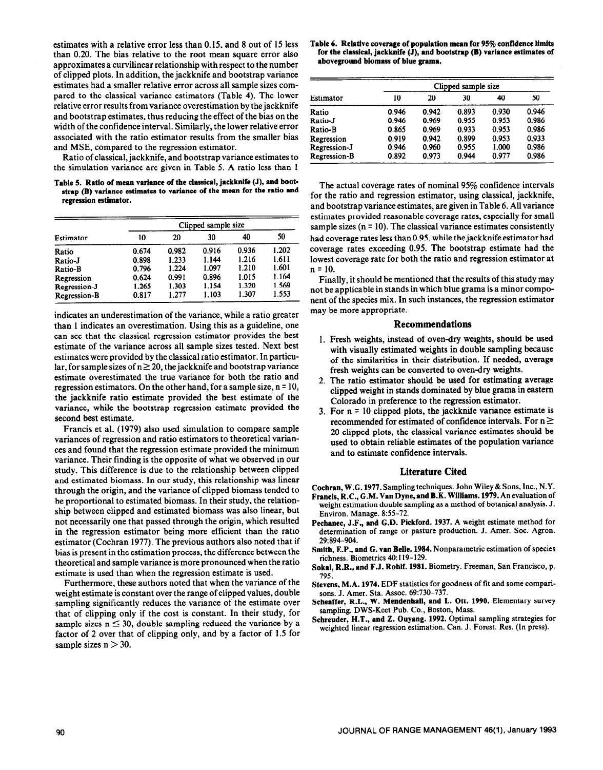estimates with a relative error less than 0.15, and 8 out of 15 less than 0.20. The bias relative to the root mean square error also approximates a curvilinear relationship with respect to the number of clipped plots. In addition, the jackknife and bootstrap variance estimates had a smaller relative error across all sample sizes compared to the classical variance estimators (Table 4). The lower relative error results from variance overestimation by the jackknife and bootstrap estimates, thus reducing the effect of the bias on the width of the confidence interval. Similarly, the lower relative error associated with the ratio estimator results from the smaller bias and MSE, compared to the regression estimator.

Ratio of classical, jackknife, and bootstrap variance estimates to the simulation variance are given in Table 5. A ratio less than 1 indicates an underestimation of the variance, while a ratio greater than 1 indicates an overestimation. Using this as a guideline, one can see that the classical regression estimator provides the best estimate of the variance across all sample sizes tested. Next best estimates were provided by the classical ratio estimator. In particular, for sample sizes of $n \geq 20$, the jackknife and bootstrap variance estimate overestimated the true variance for both the ratio and regression estimators. On the other hand, for a sample size, $n = 10$, the jackknife ratio estimate provided the best estimate of the variance, while the bootstrap regression estimate provided the second best estimate.

**Table 5. Ratio of mean variance of the classical, jackknife (J), and bootstrap (B) variance estimates to variance of the mean for the ratio and regression estimator.**

| | Clipped sample size | | | | |
|---|---|---|---|---|---|
| Estimator | 10 | 20 | 30 | 40 | 50 |
| Ratio | 0.674 | 0.982 | 0.916 | 0.936 | 1.202 |
| Ratio-J | 0.898 | 1.233 | 1.144 | 1.216 | 1.611 |
| Ratio-B | 0.796 | 1.224 | 1.097 | 1.210 | 1.601 |
| Regression | 0.624 | 0.991 | 0.896 | 1.015 | 1.164 |
| Regression-J | 1.265 | 1.303 | 1.154 | 1.320 | 1.569 |
| Regression-B | 0.817 | 1.277 | 1.103 | 1.307 | 1.553 |

Francis et al. (1979) also used simulation to compare sample variances of regression and ratio estimators to theoretical variances and found that the regression estimate provided the minimum variance. Their finding is the opposite of what we observed in our study. This difference is due to the relationship between clipped and estimated biomass. In our study, this relationship was linear through the origin, and the variance of clipped biomass tended to be proportional to estimated biomass. In their study, the relationship between clipped and estimated biomass was also linear, but not necessarily one that passed through the origin, which resulted in the regression estimator being more efficient than the ratio estimator (Cochran 1977). The previous authors also noted that if bias is present in the estimation process, the difference between the theoretical and sample variance is more pronounced when the ratio estimate is used than when the regression estimate is used.

Furthermore, these authors noted that when the variance of the weight estimate is constant over the range of clipped values, double sampling significantly reduces the variance of the estimate over that of clipping only if the cost is constant. In their study, for sample sizes $n \leq 30$, double sampling reduced the variance by a factor of 2 over that of clipping only, and by a factor of 1.5 for sample sizes $n > 30$.

**Table 6. Relative coverage of population mean for 95% confidence limits for the classical, jackknife (J), and bootstrap (B) variance estimates of aboveground biomass of blue grama.**

| | Clipped sample size | | | | |
|---|---|---|---|---|---|
| Estimator | 10 | 20 | 30 | 40 | 50 |
| Ratio | 0.946 | 0.942 | 0.893 | 0.930 | 0.946 |
| Ratio-J | 0.946 | 0.969 | 0.955 | 0.953 | 0.986 |
| Ratio-B | 0.865 | 0.969 | 0.933 | 0.953 | 0.986 |
| Regression | 0.919 | 0.942 | 0.899 | 0.953 | 0.933 |
| Regression-J | 0.946 | 0.960 | 0.955 | 1.000 | 0.986 |
| Regression-B | 0.892 | 0.973 | 0.944 | 0.977 | 0.986 |

The actual coverage rates of nominal 95% confidence intervals for the ratio and regression estimator, using classical, jackknife, and bootstrap variance estimates, are given in Table 6. All variance estimates provided reasonable coverage rates, especially for small sample sizes ($n = 10$). The classical variance estimates consistently had coverage rates less than 0.95, while the jackknife estimator had coverage rates exceeding 0.95. The bootstrap estimate had the lowest coverage rate for both the ratio and regression estimator at $n = 10$.

Finally, it should be mentioned that the results of this study may not be applicable in stands in which blue grama is a minor component of the species mix. In such instances, the regression estimator may be more appropriate.

## Recommendations

1. Fresh weights, instead of oven-dry weights, should be used with visually estimated weights in double sampling because of the similarities in their distribution. If needed, average fresh weights can be converted to oven-dry weights.
2. The ratio estimator should be used for estimating average clipped weight in stands dominated by blue grama in eastern Colorado in preference to the regression estimator.
3. For $n = 10$ clipped plots, the jackknife variance estimate is recommended for estimated of confidence intervals. For $n \geq 20$ clipped plots, the classical variance estimates should be used to obtain reliable estimates of the population variance and to estimate confidence intervals.

## Literature Cited

**Cochran, W.G. 1977.** Sampling techniques. John Wiley & Sons, Inc., N.Y.

**Francis, R.C., G.M. Van Dyne, and B.K. Williams. 1979.** An evaluation of weight estimation double sampling as a method of botanical analysis. J. Environ. Manage. 8:55–72.

**Pechanec, J.F., and G.D. Pickford. 1937.** A weight estimate method for determination of range or pasture production. J. Amer. Soc. Agron. 29:894–904.

**Smith, E.P., and G. van Belle. 1984.** Nonparametric estimation of species richness. Biometrics 40:119–129.

**Sokal, R.R., and F.J. Rohlf. 1981.** Biometry. Freeman, San Francisco, p. 795.

**Stevens, M.A. 1974.** EDF statistics for goodness of fit and some comparisons. J. Amer. Sta. Assoc. 69:730–737.

**Scheaffer, R.L., W. Mendenhall, and L. Ott. 1990.** Elementary survey sampling. DWS-Keet Pub. Co., Boston, Mass.

**Schreuder, H.T., and Z. Ouyang. 1992.** Optimal sampling strategies for weighted linear regression estimation. Can. J. Forest. Res. (In press).